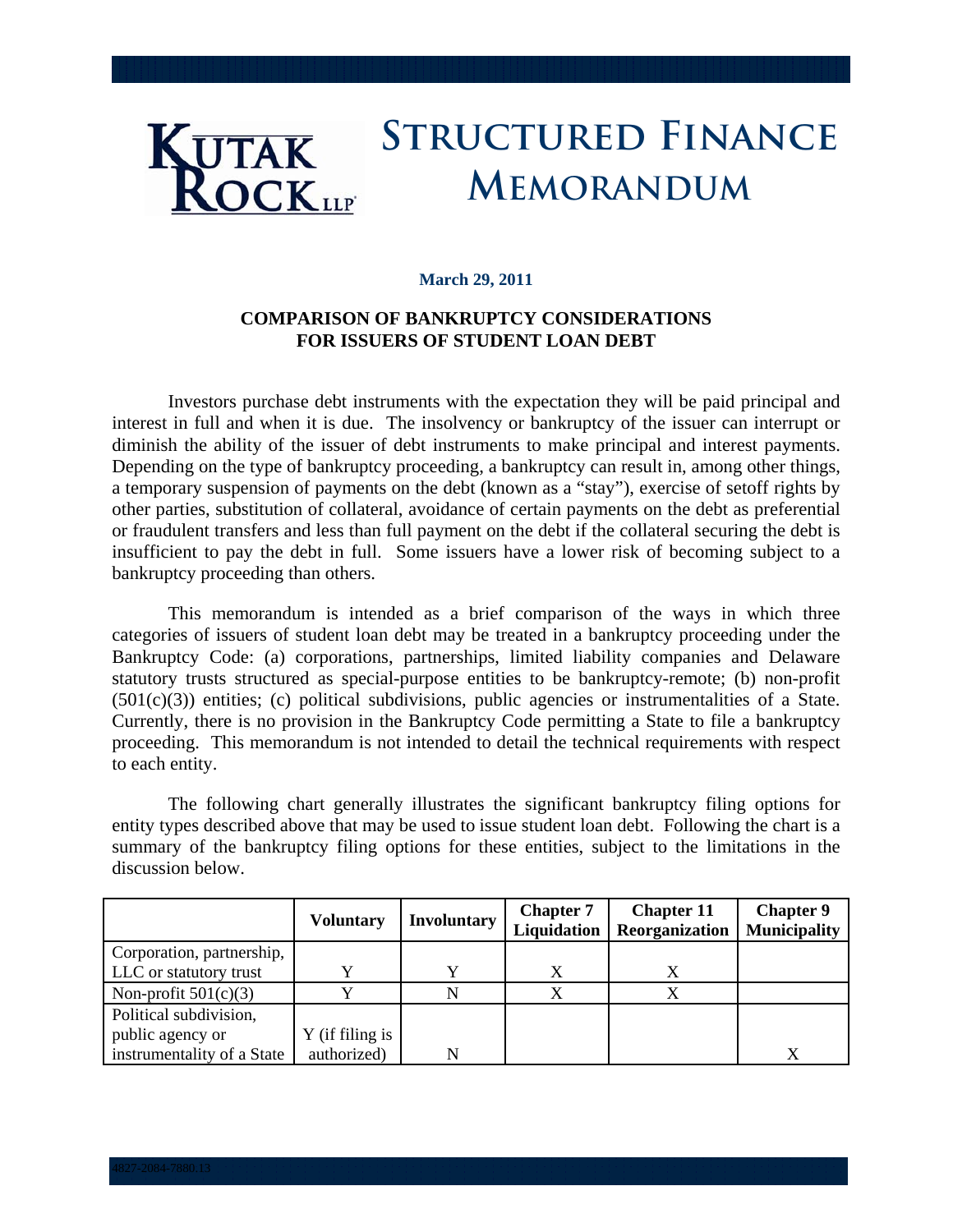# Kutak Rock LLP — Structured Finance Memorandum

**March 29, 2011**

## COMPARISON OF BANKRUPTCY CONSIDERATIONS FOR ISSUERS OF STUDENT LOAN DEBT

Investors purchase debt instruments with the expectation they will be paid principal and interest in full and when it is due. The insolvency or bankruptcy of the issuer can interrupt or diminish the ability of the issuer of debt instruments to make principal and interest payments. Depending on the type of bankruptcy proceeding, a bankruptcy can result in, among other things, a temporary suspension of payments on the debt (known as a "stay"), exercise of setoff rights by other parties, substitution of collateral, avoidance of certain payments on the debt as preferential or fraudulent transfers and less than full payment on the debt if the collateral securing the debt is insufficient to pay the debt in full. Some issuers have a lower risk of becoming subject to a bankruptcy proceeding than others.

This memorandum is intended as a brief comparison of the ways in which three categories of issuers of student loan debt may be treated in a bankruptcy proceeding under the Bankruptcy Code: (a) corporations, partnerships, limited liability companies and Delaware statutory trusts structured as special-purpose entities to be bankruptcy-remote; (b) non-profit (501(c)(3)) entities; (c) political subdivisions, public agencies or instrumentalities of a State. Currently, there is no provision in the Bankruptcy Code permitting a State to file a bankruptcy proceeding. This memorandum is not intended to detail the technical requirements with respect to each entity.

The following chart generally illustrates the significant bankruptcy filing options for entity types described above that may be used to issue student loan debt. Following the chart is a summary of the bankruptcy filing options for these entities, subject to the limitations in the discussion below.

| | Voluntary | Involuntary | Chapter 7 Liquidation | Chapter 11 Reorganization | Chapter 9 Municipality |
|---|---|---|---|---|---|
| Corporation, partnership, LLC or statutory trust | Y | Y | X | X | |
| Non-profit 501(c)(3) | Y | N | X | X | |
| Political subdivision, public agency or instrumentality of a State | Y (if filing is authorized) | N | | | X |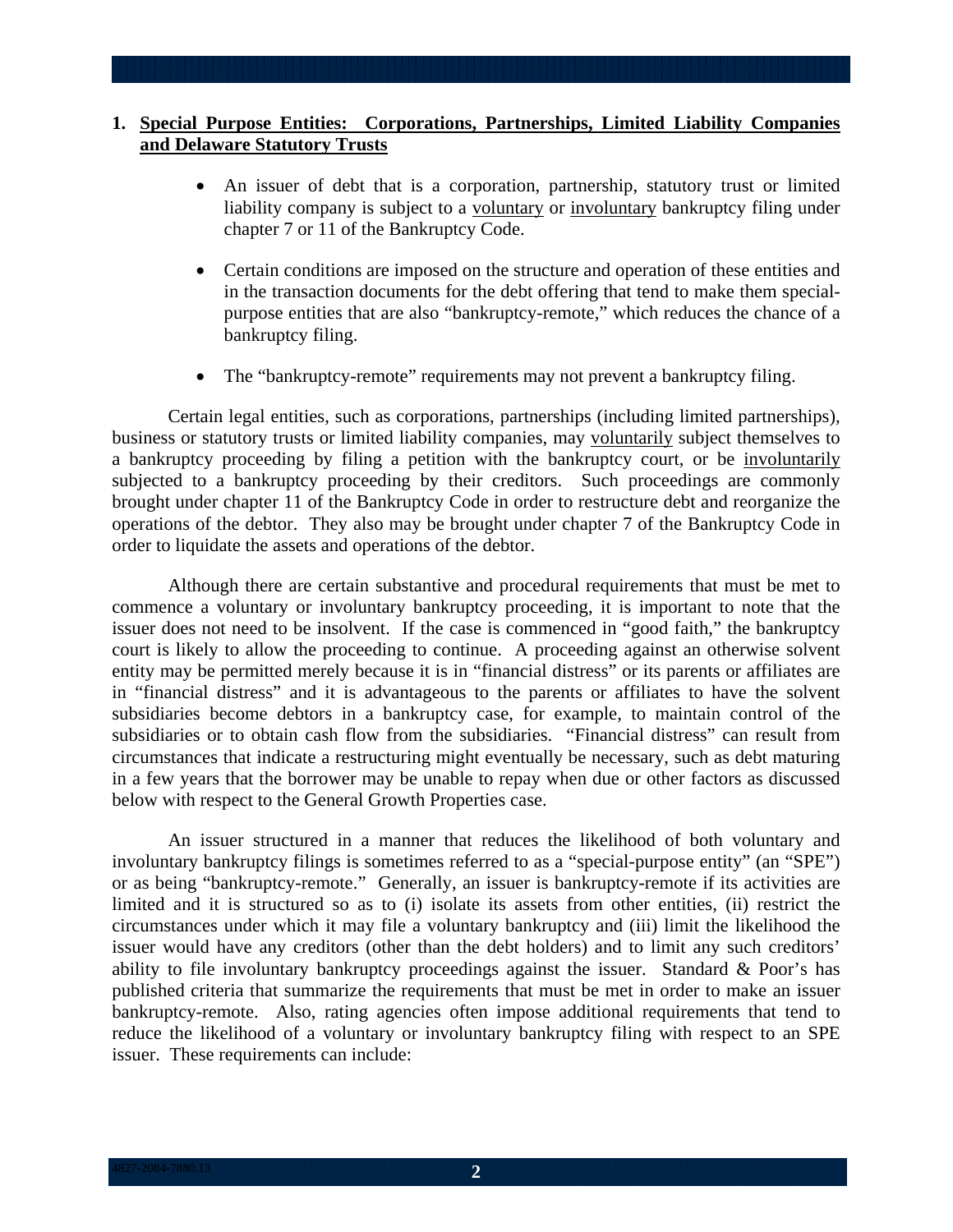## 1. Special Purpose Entities: Corporations, Partnerships, Limited Liability Companies and Delaware Statutory Trusts

- An issuer of debt that is a corporation, partnership, statutory trust or limited liability company is subject to a voluntary or involuntary bankruptcy filing under chapter 7 or 11 of the Bankruptcy Code.
- Certain conditions are imposed on the structure and operation of these entities and in the transaction documents for the debt offering that tend to make them special-purpose entities that are also "bankruptcy-remote," which reduces the chance of a bankruptcy filing.
- The "bankruptcy-remote" requirements may not prevent a bankruptcy filing.

Certain legal entities, such as corporations, partnerships (including limited partnerships), business or statutory trusts or limited liability companies, may voluntarily subject themselves to a bankruptcy proceeding by filing a petition with the bankruptcy court, or be involuntarily subjected to a bankruptcy proceeding by their creditors. Such proceedings are commonly brought under chapter 11 of the Bankruptcy Code in order to restructure debt and reorganize the operations of the debtor. They also may be brought under chapter 7 of the Bankruptcy Code in order to liquidate the assets and operations of the debtor.

Although there are certain substantive and procedural requirements that must be met to commence a voluntary or involuntary bankruptcy proceeding, it is important to note that the issuer does not need to be insolvent. If the case is commenced in "good faith," the bankruptcy court is likely to allow the proceeding to continue. A proceeding against an otherwise solvent entity may be permitted merely because it is in "financial distress" or its parents or affiliates are in "financial distress" and it is advantageous to the parents or affiliates to have the solvent subsidiaries become debtors in a bankruptcy case, for example, to maintain control of the subsidiaries or to obtain cash flow from the subsidiaries. "Financial distress" can result from circumstances that indicate a restructuring might eventually be necessary, such as debt maturing in a few years that the borrower may be unable to repay when due or other factors as discussed below with respect to the General Growth Properties case.

An issuer structured in a manner that reduces the likelihood of both voluntary and involuntary bankruptcy filings is sometimes referred to as a "special-purpose entity" (an "SPE") or as being "bankruptcy-remote." Generally, an issuer is bankruptcy-remote if its activities are limited and it is structured so as to (i) isolate its assets from other entities, (ii) restrict the circumstances under which it may file a voluntary bankruptcy and (iii) limit the likelihood the issuer would have any creditors (other than the debt holders) and to limit any such creditors' ability to file involuntary bankruptcy proceedings against the issuer. Standard & Poor's has published criteria that summarize the requirements that must be met in order to make an issuer bankruptcy-remote. Also, rating agencies often impose additional requirements that tend to reduce the likelihood of a voluntary or involuntary bankruptcy filing with respect to an SPE issuer. These requirements can include: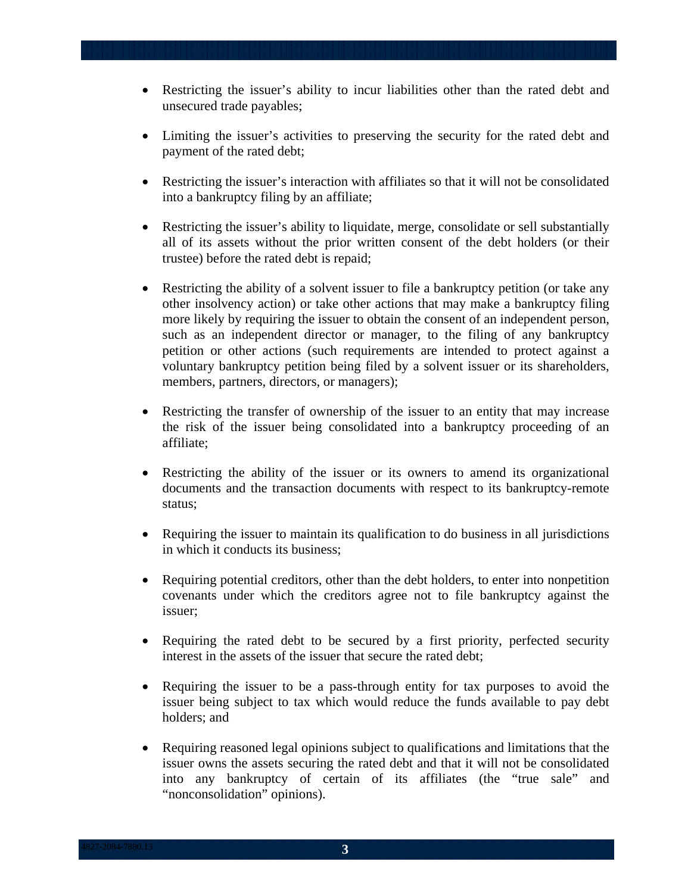- Restricting the issuer's ability to incur liabilities other than the rated debt and unsecured trade payables;

- Limiting the issuer's activities to preserving the security for the rated debt and payment of the rated debt;

- Restricting the issuer's interaction with affiliates so that it will not be consolidated into a bankruptcy filing by an affiliate;

- Restricting the issuer's ability to liquidate, merge, consolidate or sell substantially all of its assets without the prior written consent of the debt holders (or their trustee) before the rated debt is repaid;

- Restricting the ability of a solvent issuer to file a bankruptcy petition (or take any other insolvency action) or take other actions that may make a bankruptcy filing more likely by requiring the issuer to obtain the consent of an independent person, such as an independent director or manager, to the filing of any bankruptcy petition or other actions (such requirements are intended to protect against a voluntary bankruptcy petition being filed by a solvent issuer or its shareholders, members, partners, directors, or managers);

- Restricting the transfer of ownership of the issuer to an entity that may increase the risk of the issuer being consolidated into a bankruptcy proceeding of an affiliate;

- Restricting the ability of the issuer or its owners to amend its organizational documents and the transaction documents with respect to its bankruptcy-remote status;

- Requiring the issuer to maintain its qualification to do business in all jurisdictions in which it conducts its business;

- Requiring potential creditors, other than the debt holders, to enter into nonpetition covenants under which the creditors agree not to file bankruptcy against the issuer;

- Requiring the rated debt to be secured by a first priority, perfected security interest in the assets of the issuer that secure the rated debt;

- Requiring the issuer to be a pass-through entity for tax purposes to avoid the issuer being subject to tax which would reduce the funds available to pay debt holders; and

- Requiring reasoned legal opinions subject to qualifications and limitations that the issuer owns the assets securing the rated debt and that it will not be consolidated into any bankruptcy of certain of its affiliates (the "true sale" and "nonconsolidation" opinions).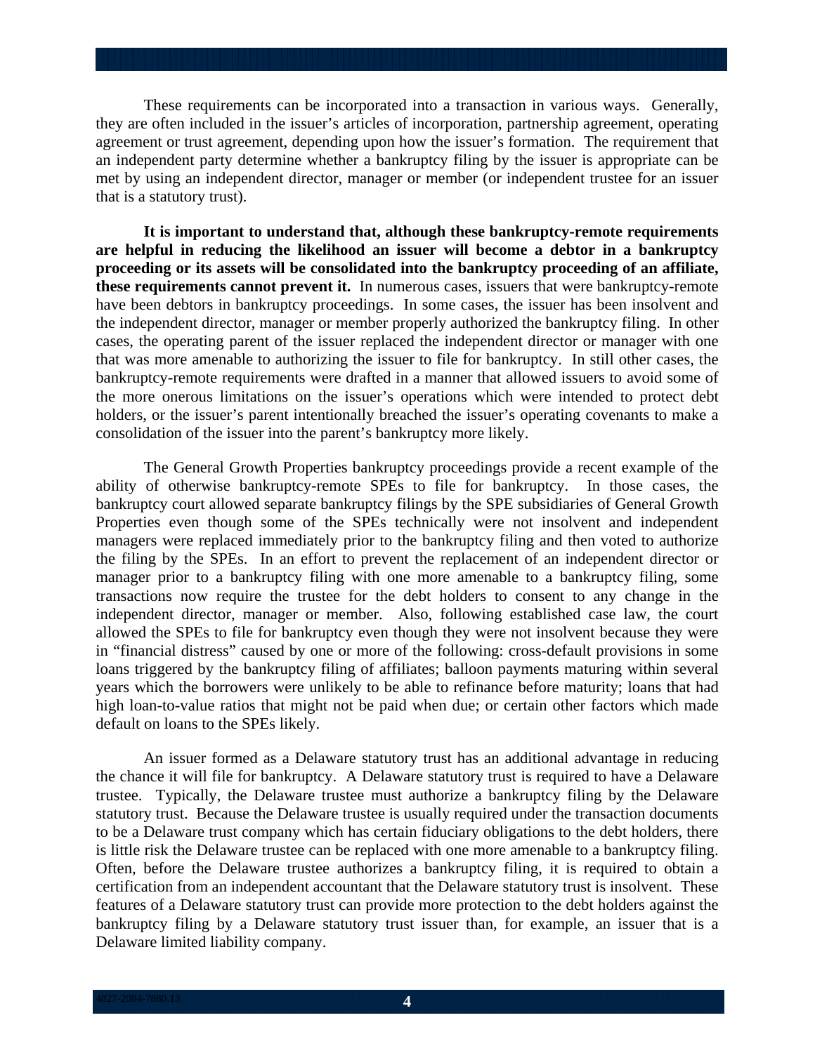These requirements can be incorporated into a transaction in various ways. Generally, they are often included in the issuer's articles of incorporation, partnership agreement, operating agreement or trust agreement, depending upon how the issuer's formation. The requirement that an independent party determine whether a bankruptcy filing by the issuer is appropriate can be met by using an independent director, manager or member (or independent trustee for an issuer that is a statutory trust).

**It is important to understand that, although these bankruptcy-remote requirements are helpful in reducing the likelihood an issuer will become a debtor in a bankruptcy proceeding or its assets will be consolidated into the bankruptcy proceeding of an affiliate, these requirements cannot prevent it.** In numerous cases, issuers that were bankruptcy-remote have been debtors in bankruptcy proceedings. In some cases, the issuer has been insolvent and the independent director, manager or member properly authorized the bankruptcy filing. In other cases, the operating parent of the issuer replaced the independent director or manager with one that was more amenable to authorizing the issuer to file for bankruptcy. In still other cases, the bankruptcy-remote requirements were drafted in a manner that allowed issuers to avoid some of the more onerous limitations on the issuer's operations which were intended to protect debt holders, or the issuer's parent intentionally breached the issuer's operating covenants to make a consolidation of the issuer into the parent's bankruptcy more likely.

The General Growth Properties bankruptcy proceedings provide a recent example of the ability of otherwise bankruptcy-remote SPEs to file for bankruptcy. In those cases, the bankruptcy court allowed separate bankruptcy filings by the SPE subsidiaries of General Growth Properties even though some of the SPEs technically were not insolvent and independent managers were replaced immediately prior to the bankruptcy filing and then voted to authorize the filing by the SPEs. In an effort to prevent the replacement of an independent director or manager prior to a bankruptcy filing with one more amenable to a bankruptcy filing, some transactions now require the trustee for the debt holders to consent to any change in the independent director, manager or member. Also, following established case law, the court allowed the SPEs to file for bankruptcy even though they were not insolvent because they were in "financial distress" caused by one or more of the following: cross-default provisions in some loans triggered by the bankruptcy filing of affiliates; balloon payments maturing within several years which the borrowers were unlikely to be able to refinance before maturity; loans that had high loan-to-value ratios that might not be paid when due; or certain other factors which made default on loans to the SPEs likely.

An issuer formed as a Delaware statutory trust has an additional advantage in reducing the chance it will file for bankruptcy. A Delaware statutory trust is required to have a Delaware trustee. Typically, the Delaware trustee must authorize a bankruptcy filing by the Delaware statutory trust. Because the Delaware trustee is usually required under the transaction documents to be a Delaware trust company which has certain fiduciary obligations to the debt holders, there is little risk the Delaware trustee can be replaced with one more amenable to a bankruptcy filing. Often, before the Delaware trustee authorizes a bankruptcy filing, it is required to obtain a certification from an independent accountant that the Delaware statutory trust is insolvent. These features of a Delaware statutory trust can provide more protection to the debt holders against the bankruptcy filing by a Delaware statutory trust issuer than, for example, an issuer that is a Delaware limited liability company.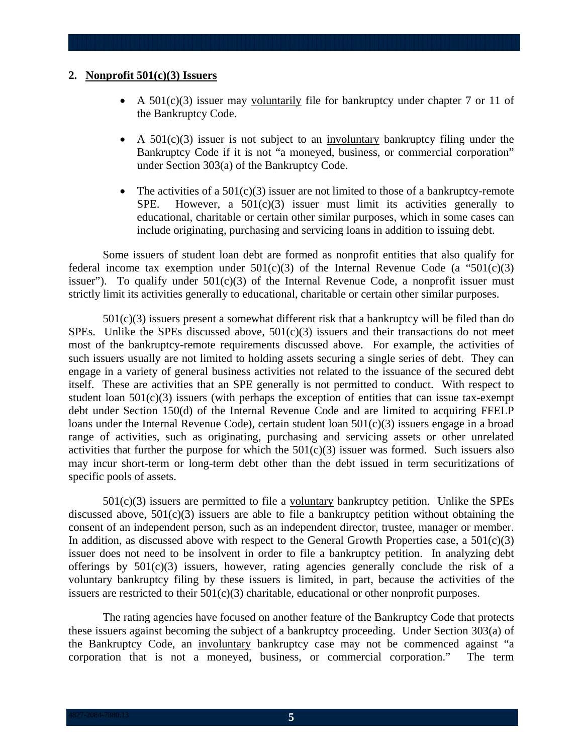## 2. Nonprofit 501(c)(3) Issuers

- A 501(c)(3) issuer may voluntarily file for bankruptcy under chapter 7 or 11 of the Bankruptcy Code.
- A 501(c)(3) issuer is not subject to an involuntary bankruptcy filing under the Bankruptcy Code if it is not "a moneyed, business, or commercial corporation" under Section 303(a) of the Bankruptcy Code.
- The activities of a 501(c)(3) issuer are not limited to those of a bankruptcy-remote SPE. However, a 501(c)(3) issuer must limit its activities generally to educational, charitable or certain other similar purposes, which in some cases can include originating, purchasing and servicing loans in addition to issuing debt.

Some issuers of student loan debt are formed as nonprofit entities that also qualify for federal income tax exemption under 501(c)(3) of the Internal Revenue Code (a "501(c)(3) issuer"). To qualify under 501(c)(3) of the Internal Revenue Code, a nonprofit issuer must strictly limit its activities generally to educational, charitable or certain other similar purposes.

501(c)(3) issuers present a somewhat different risk that a bankruptcy will be filed than do SPEs. Unlike the SPEs discussed above, 501(c)(3) issuers and their transactions do not meet most of the bankruptcy-remote requirements discussed above. For example, the activities of such issuers usually are not limited to holding assets securing a single series of debt. They can engage in a variety of general business activities not related to the issuance of the secured debt itself. These are activities that an SPE generally is not permitted to conduct. With respect to student loan 501(c)(3) issuers (with perhaps the exception of entities that can issue tax-exempt debt under Section 150(d) of the Internal Revenue Code and are limited to acquiring FFELP loans under the Internal Revenue Code), certain student loan 501(c)(3) issuers engage in a broad range of activities, such as originating, purchasing and servicing assets or other unrelated activities that further the purpose for which the 501(c)(3) issuer was formed. Such issuers also may incur short-term or long-term debt other than the debt issued in term securitizations of specific pools of assets.

501(c)(3) issuers are permitted to file a voluntary bankruptcy petition. Unlike the SPEs discussed above, 501(c)(3) issuers are able to file a bankruptcy petition without obtaining the consent of an independent person, such as an independent director, trustee, manager or member. In addition, as discussed above with respect to the General Growth Properties case, a 501(c)(3) issuer does not need to be insolvent in order to file a bankruptcy petition. In analyzing debt offerings by 501(c)(3) issuers, however, rating agencies generally conclude the risk of a voluntary bankruptcy filing by these issuers is limited, in part, because the activities of the issuers are restricted to their 501(c)(3) charitable, educational or other nonprofit purposes.

The rating agencies have focused on another feature of the Bankruptcy Code that protects these issuers against becoming the subject of a bankruptcy proceeding. Under Section 303(a) of the Bankruptcy Code, an involuntary bankruptcy case may not be commenced against "a corporation that is not a moneyed, business, or commercial corporation." The term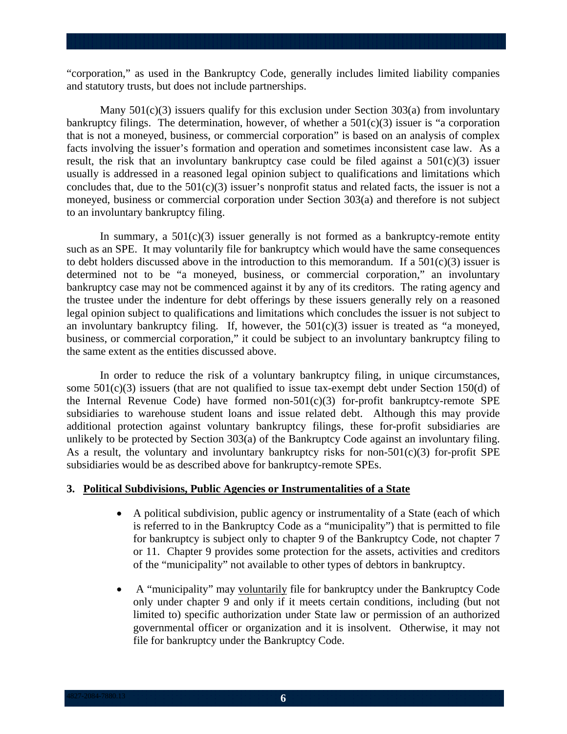"corporation," as used in the Bankruptcy Code, generally includes limited liability companies and statutory trusts, but does not include partnerships.

Many 501(c)(3) issuers qualify for this exclusion under Section 303(a) from involuntary bankruptcy filings. The determination, however, of whether a 501(c)(3) issuer is "a corporation that is not a moneyed, business, or commercial corporation" is based on an analysis of complex facts involving the issuer's formation and operation and sometimes inconsistent case law. As a result, the risk that an involuntary bankruptcy case could be filed against a 501(c)(3) issuer usually is addressed in a reasoned legal opinion subject to qualifications and limitations which concludes that, due to the 501(c)(3) issuer's nonprofit status and related facts, the issuer is not a moneyed, business or commercial corporation under Section 303(a) and therefore is not subject to an involuntary bankruptcy filing.

In summary, a 501(c)(3) issuer generally is not formed as a bankruptcy-remote entity such as an SPE. It may voluntarily file for bankruptcy which would have the same consequences to debt holders discussed above in the introduction to this memorandum. If a 501(c)(3) issuer is determined not to be "a moneyed, business, or commercial corporation," an involuntary bankruptcy case may not be commenced against it by any of its creditors. The rating agency and the trustee under the indenture for debt offerings by these issuers generally rely on a reasoned legal opinion subject to qualifications and limitations which concludes the issuer is not subject to an involuntary bankruptcy filing. If, however, the 501(c)(3) issuer is treated as "a moneyed, business, or commercial corporation," it could be subject to an involuntary bankruptcy filing to the same extent as the entities discussed above.

In order to reduce the risk of a voluntary bankruptcy filing, in unique circumstances, some 501(c)(3) issuers (that are not qualified to issue tax-exempt debt under Section 150(d) of the Internal Revenue Code) have formed non-501(c)(3) for-profit bankruptcy-remote SPE subsidiaries to warehouse student loans and issue related debt. Although this may provide additional protection against voluntary bankruptcy filings, these for-profit subsidiaries are unlikely to be protected by Section 303(a) of the Bankruptcy Code against an involuntary filing. As a result, the voluntary and involuntary bankruptcy risks for non-501(c)(3) for-profit SPE subsidiaries would be as described above for bankruptcy-remote SPEs.

### 3. Political Subdivisions, Public Agencies or Instrumentalities of a State

- A political subdivision, public agency or instrumentality of a State (each of which is referred to in the Bankruptcy Code as a "municipality") that is permitted to file for bankruptcy is subject only to chapter 9 of the Bankruptcy Code, not chapter 7 or 11. Chapter 9 provides some protection for the assets, activities and creditors of the "municipality" not available to other types of debtors in bankruptcy.

- A "municipality" may voluntarily file for bankruptcy under the Bankruptcy Code only under chapter 9 and only if it meets certain conditions, including (but not limited to) specific authorization under State law or permission of an authorized governmental officer or organization and it is insolvent. Otherwise, it may not file for bankruptcy under the Bankruptcy Code.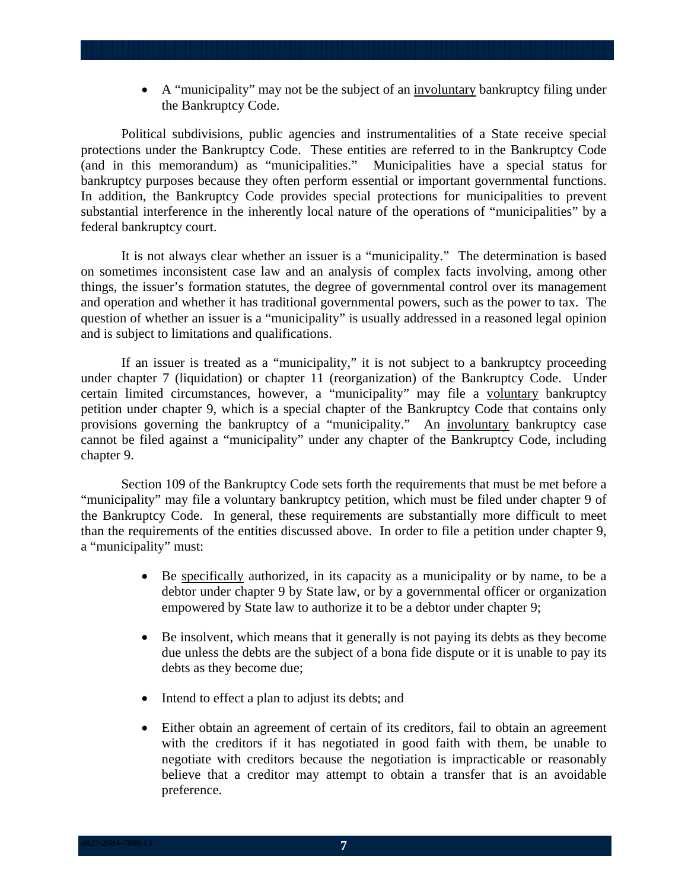- A "municipality" may not be the subject of an <u>involuntary</u> bankruptcy filing under the Bankruptcy Code.

Political subdivisions, public agencies and instrumentalities of a State receive special protections under the Bankruptcy Code. These entities are referred to in the Bankruptcy Code (and in this memorandum) as "municipalities." Municipalities have a special status for bankruptcy purposes because they often perform essential or important governmental functions. In addition, the Bankruptcy Code provides special protections for municipalities to prevent substantial interference in the inherently local nature of the operations of "municipalities" by a federal bankruptcy court.

It is not always clear whether an issuer is a "municipality." The determination is based on sometimes inconsistent case law and an analysis of complex facts involving, among other things, the issuer's formation statutes, the degree of governmental control over its management and operation and whether it has traditional governmental powers, such as the power to tax. The question of whether an issuer is a "municipality" is usually addressed in a reasoned legal opinion and is subject to limitations and qualifications.

If an issuer is treated as a "municipality," it is not subject to a bankruptcy proceeding under chapter 7 (liquidation) or chapter 11 (reorganization) of the Bankruptcy Code. Under certain limited circumstances, however, a "municipality" may file a <u>voluntary</u> bankruptcy petition under chapter 9, which is a special chapter of the Bankruptcy Code that contains only provisions governing the bankruptcy of a "municipality." An <u>involuntary</u> bankruptcy case cannot be filed against a "municipality" under any chapter of the Bankruptcy Code, including chapter 9.

Section 109 of the Bankruptcy Code sets forth the requirements that must be met before a "municipality" may file a voluntary bankruptcy petition, which must be filed under chapter 9 of the Bankruptcy Code. In general, these requirements are substantially more difficult to meet than the requirements of the entities discussed above. In order to file a petition under chapter 9, a "municipality" must:

- Be <u>specifically</u> authorized, in its capacity as a municipality or by name, to be a debtor under chapter 9 by State law, or by a governmental officer or organization empowered by State law to authorize it to be a debtor under chapter 9;
- Be insolvent, which means that it generally is not paying its debts as they become due unless the debts are the subject of a bona fide dispute or it is unable to pay its debts as they become due;
- Intend to effect a plan to adjust its debts; and
- Either obtain an agreement of certain of its creditors, fail to obtain an agreement with the creditors if it has negotiated in good faith with them, be unable to negotiate with creditors because the negotiation is impracticable or reasonably believe that a creditor may attempt to obtain a transfer that is an avoidable preference.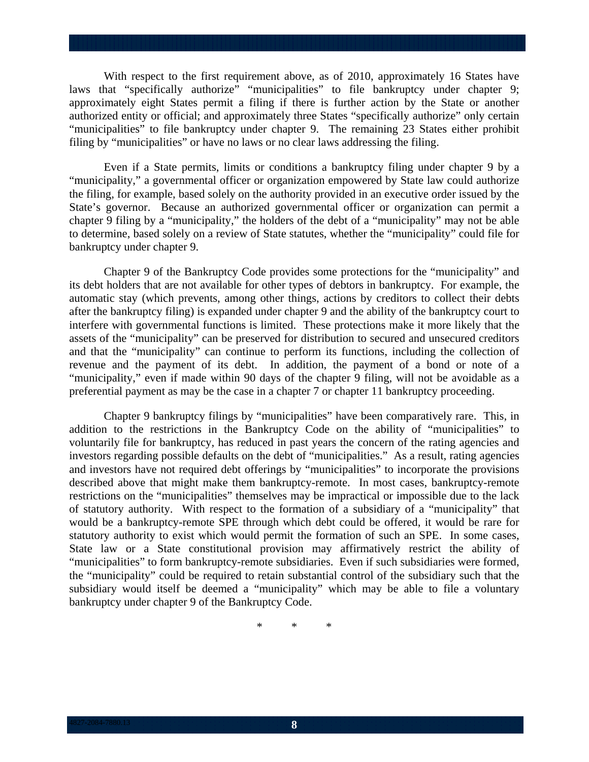With respect to the first requirement above, as of 2010, approximately 16 States have laws that "specifically authorize" "municipalities" to file bankruptcy under chapter 9; approximately eight States permit a filing if there is further action by the State or another authorized entity or official; and approximately three States "specifically authorize" only certain "municipalities" to file bankruptcy under chapter 9. The remaining 23 States either prohibit filing by "municipalities" or have no laws or no clear laws addressing the filing.

Even if a State permits, limits or conditions a bankruptcy filing under chapter 9 by a "municipality," a governmental officer or organization empowered by State law could authorize the filing, for example, based solely on the authority provided in an executive order issued by the State's governor. Because an authorized governmental officer or organization can permit a chapter 9 filing by a "municipality," the holders of the debt of a "municipality" may not be able to determine, based solely on a review of State statutes, whether the "municipality" could file for bankruptcy under chapter 9.

Chapter 9 of the Bankruptcy Code provides some protections for the "municipality" and its debt holders that are not available for other types of debtors in bankruptcy. For example, the automatic stay (which prevents, among other things, actions by creditors to collect their debts after the bankruptcy filing) is expanded under chapter 9 and the ability of the bankruptcy court to interfere with governmental functions is limited. These protections make it more likely that the assets of the "municipality" can be preserved for distribution to secured and unsecured creditors and that the "municipality" can continue to perform its functions, including the collection of revenue and the payment of its debt. In addition, the payment of a bond or note of a "municipality," even if made within 90 days of the chapter 9 filing, will not be avoidable as a preferential payment as may be the case in a chapter 7 or chapter 11 bankruptcy proceeding.

Chapter 9 bankruptcy filings by "municipalities" have been comparatively rare. This, in addition to the restrictions in the Bankruptcy Code on the ability of "municipalities" to voluntarily file for bankruptcy, has reduced in past years the concern of the rating agencies and investors regarding possible defaults on the debt of "municipalities." As a result, rating agencies and investors have not required debt offerings by "municipalities" to incorporate the provisions described above that might make them bankruptcy-remote. In most cases, bankruptcy-remote restrictions on the "municipalities" themselves may be impractical or impossible due to the lack of statutory authority. With respect to the formation of a subsidiary of a "municipality" that would be a bankruptcy-remote SPE through which debt could be offered, it would be rare for statutory authority to exist which would permit the formation of such an SPE. In some cases, State law or a State constitutional provision may affirmatively restrict the ability of "municipalities" to form bankruptcy-remote subsidiaries. Even if such subsidiaries were formed, the "municipality" could be required to retain substantial control of the subsidiary such that the subsidiary would itself be deemed a "municipality" which may be able to file a voluntary bankruptcy under chapter 9 of the Bankruptcy Code.

\* \* \*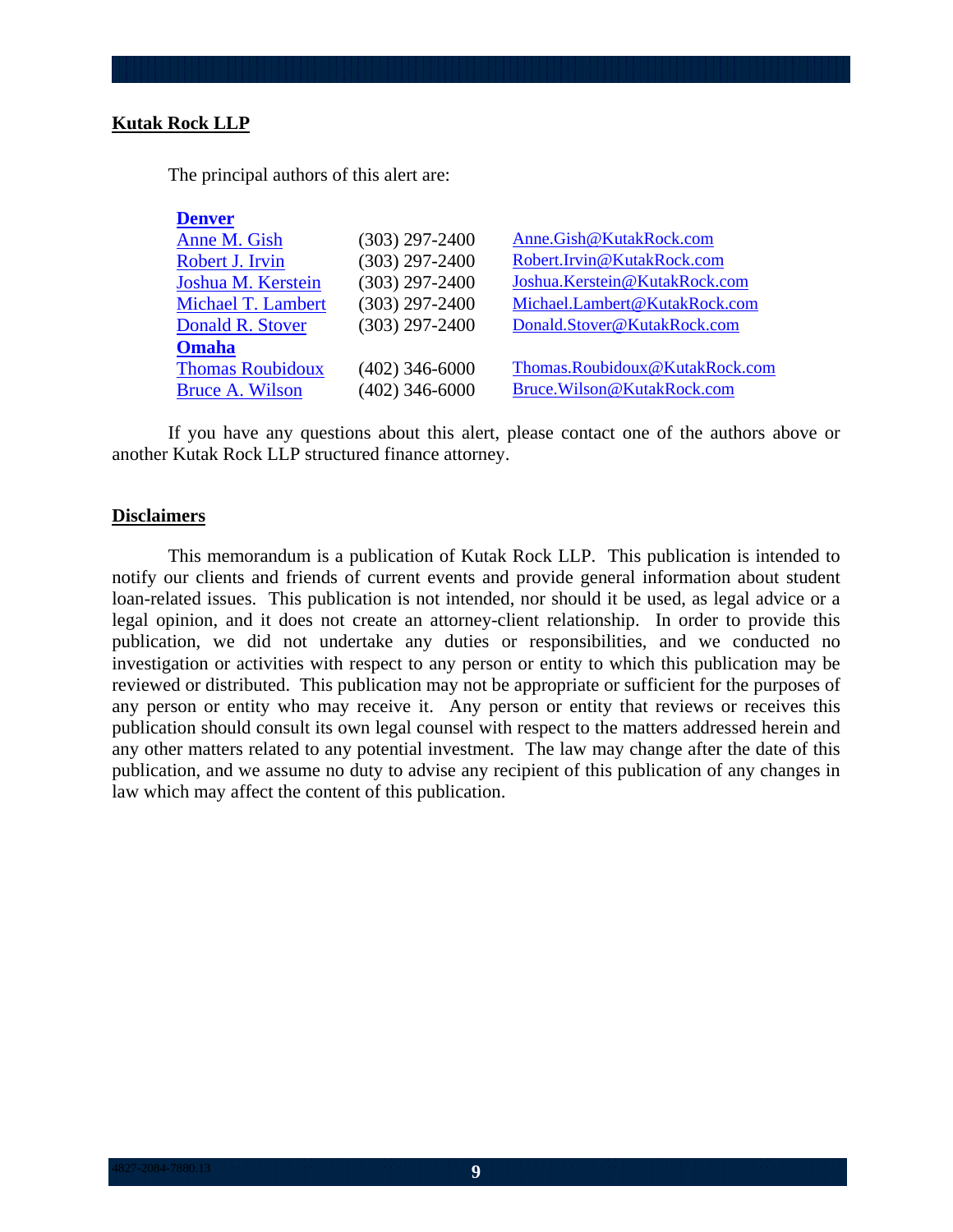## Kutak Rock LLP

The principal authors of this alert are:

| | | |
|---|---|---|
| **Denver** | | |
| Anne M. Gish | (303) 297-2400 | Anne.Gish@KutakRock.com |
| Robert J. Irvin | (303) 297-2400 | Robert.Irvin@KutakRock.com |
| Joshua M. Kerstein | (303) 297-2400 | Joshua.Kerstein@KutakRock.com |
| Michael T. Lambert | (303) 297-2400 | Michael.Lambert@KutakRock.com |
| Donald R. Stover | (303) 297-2400 | Donald.Stover@KutakRock.com |
| **Omaha** | | |
| Thomas Roubidoux | (402) 346-6000 | Thomas.Roubidoux@KutakRock.com |
| Bruce A. Wilson | (402) 346-6000 | Bruce.Wilson@KutakRock.com |

If you have any questions about this alert, please contact one of the authors above or another Kutak Rock LLP structured finance attorney.

## Disclaimers

This memorandum is a publication of Kutak Rock LLP. This publication is intended to notify our clients and friends of current events and provide general information about student loan-related issues. This publication is not intended, nor should it be used, as legal advice or a legal opinion, and it does not create an attorney-client relationship. In order to provide this publication, we did not undertake any duties or responsibilities, and we conducted no investigation or activities with respect to any person or entity to which this publication may be reviewed or distributed. This publication may not be appropriate or sufficient for the purposes of any person or entity who may receive it. Any person or entity that reviews or receives this publication should consult its own legal counsel with respect to the matters addressed herein and any other matters related to any potential investment. The law may change after the date of this publication, and we assume no duty to advise any recipient of this publication of any changes in law which may affect the content of this publication.